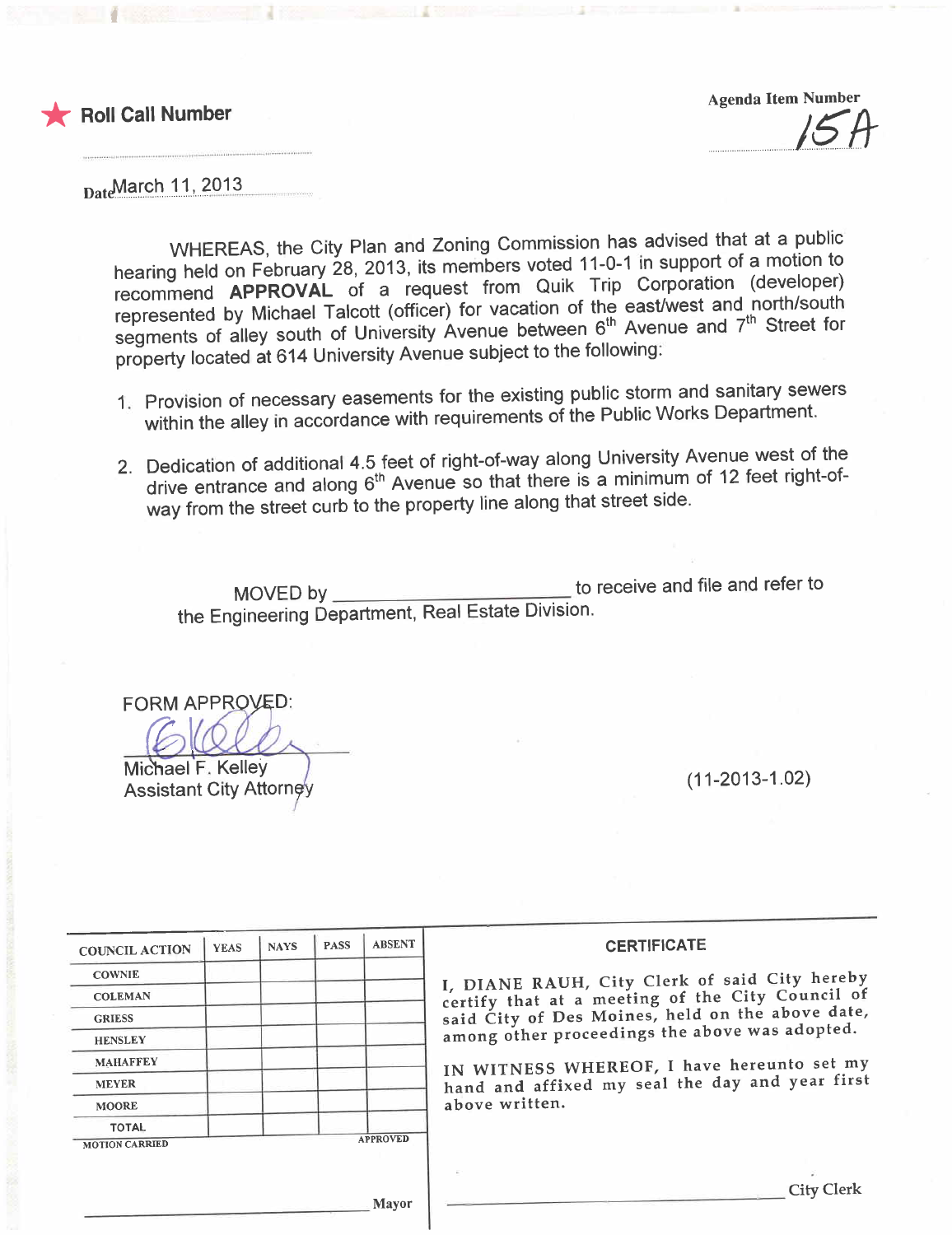★ **Roll Call Number**

Agenda Item Number
15A

Date March 11, 2013

WHEREAS, the City Plan and Zoning Commission has advised that at a public hearing held on February 28, 2013, its members voted 11-0-1 in support of a motion to recommend **APPROVAL** of a request from Quik Trip Corporation (developer) represented by Michael Talcott (officer) for vacation of the east/west and north/south segments of alley south of University Avenue between 6th Avenue and 7th Street for property located at 614 University Avenue subject to the following:

1. Provision of necessary easements for the existing public storm and sanitary sewers within the alley in accordance with requirements of the Public Works Department.
2. Dedication of additional 4.5 feet of right-of-way along University Avenue west of the drive entrance and along 6th Avenue so that there is a minimum of 12 feet right-of-way from the street curb to the property line along that street side.

MOVED by ______________________ to receive and file and refer to the Engineering Department, Real Estate Division.

FORM APPROVED:

Michael F. Kelley
Assistant City Attorney

(11-2013-1.02)

| COUNCIL ACTION | YEAS | NAYS | PASS | ABSENT |
|---|---|---|---|---|
| COWNIE | | | | |
| COLEMAN | | | | |
| GRIESS | | | | |
| HENSLEY | | | | |
| MAHAFFEY | | | | |
| MEYER | | | | |
| MOORE | | | | |
| TOTAL | | | | |

MOTION CARRIED APPROVED

______________________ Mayor

**CERTIFICATE**

I, DIANE RAUH, City Clerk of said City hereby certify that at a meeting of the City Council of said City of Des Moines, held on the above date, among other proceedings the above was adopted.

IN WITNESS WHEREOF, I have hereunto set my hand and affixed my seal the day and year first above written.

______________________ City Clerk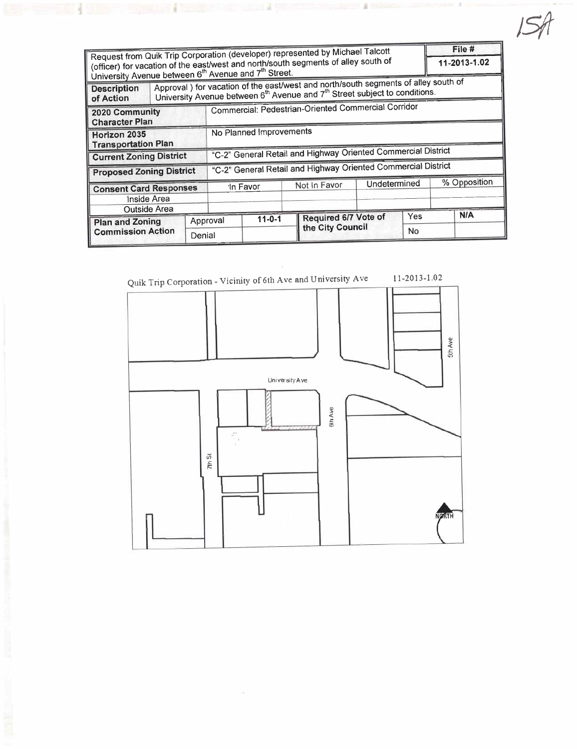15A

| Request from Quik Trip Corporation (developer) represented by Michael Talcott (officer) for vacation of the east/west and north/south segments of alley south of University Avenue between 6th Avenue and 7th Street. | | | | | | | File # 11-2013-1.02 |
|---|---|---|---|---|---|---|---|
| **Description of Action** | Approval ) for vacation of the east/west and north/south segments of alley south of University Avenue between 6th Avenue and 7th Street subject to conditions. | | | | | | |
| **2020 Community Character Plan** | Commercial: Pedestrian-Oriented Commercial Corridor | | | | | | |
| **Horizon 2035 Transportation Plan** | No Planned Improvements | | | | | | |
| **Current Zoning District** | "C-2" General Retail and Highway Oriented Commercial District | | | | | | |
| **Proposed Zoning District** | "C-2" General Retail and Highway Oriented Commercial District | | | | | | |
| **Consent Card Responses** | | In Favor | | Not In Favor | Undetermined | | % Opposition |
| Inside Area | | | | | | | |
| Outside Area | | | | | | | |
| **Plan and Zoning Commission Action** | Approval | 11-0-1 | | **Required 6/7 Vote of the City Council** | Yes | | N/A |
| | Denial | | | | No | | |

Quik Trip Corporation - Vicinity of 6th Ave and University Ave 11-2013-1.02

University Ave

6th Ave

5th Ave

7th St

NORTH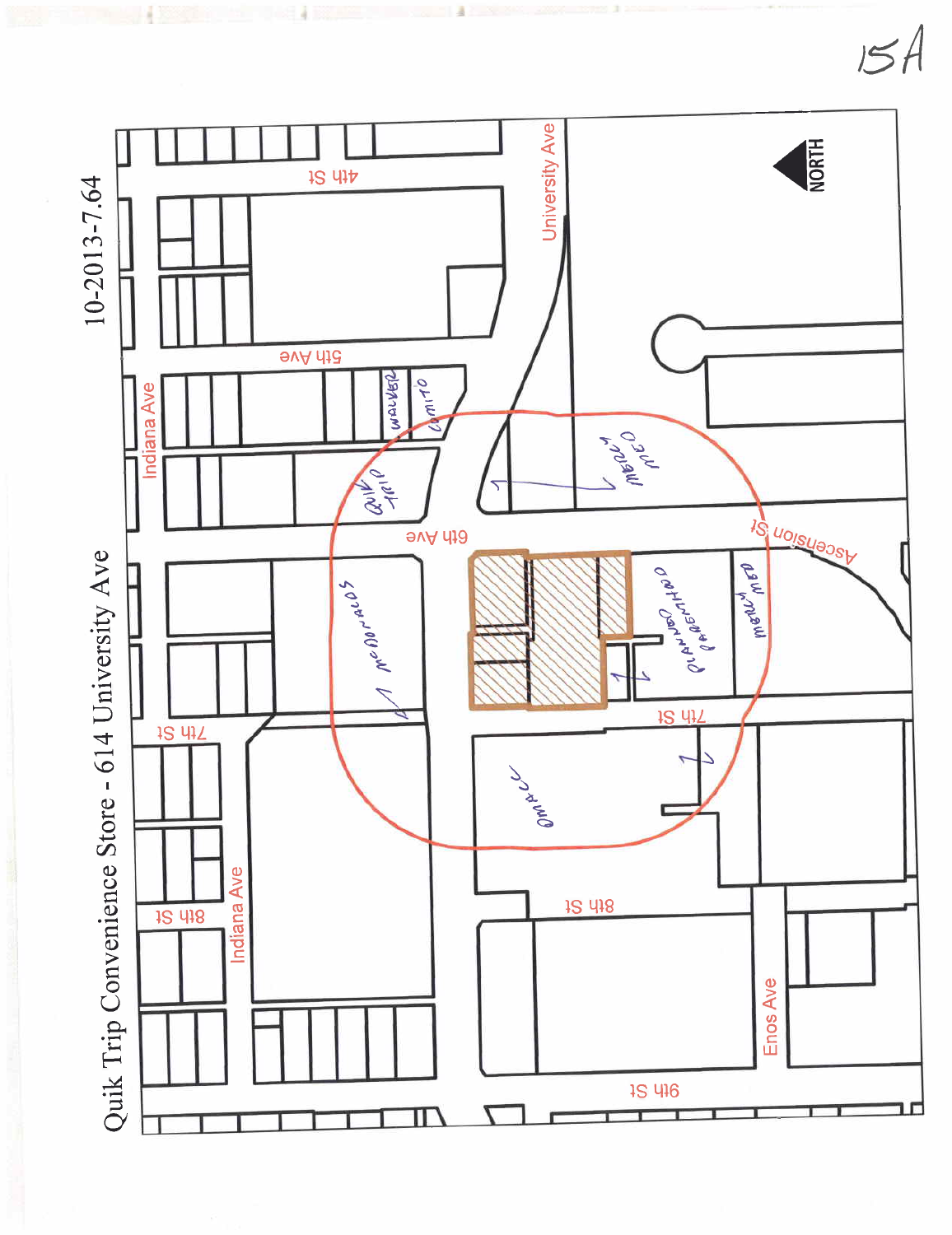15A

# Quik Trip Convenience Store - 614 University Ave

10-2013-7.64

NORTH

4th St

5th Ave

6th Ave

7th St

8th St

9th St

University Ave

Indiana Ave

Ascension St

Enos Ave

Walker

Comito

Quik Trip

Mercy Med

McDonalds

Planned Parenthood

Mercy Med

Omaha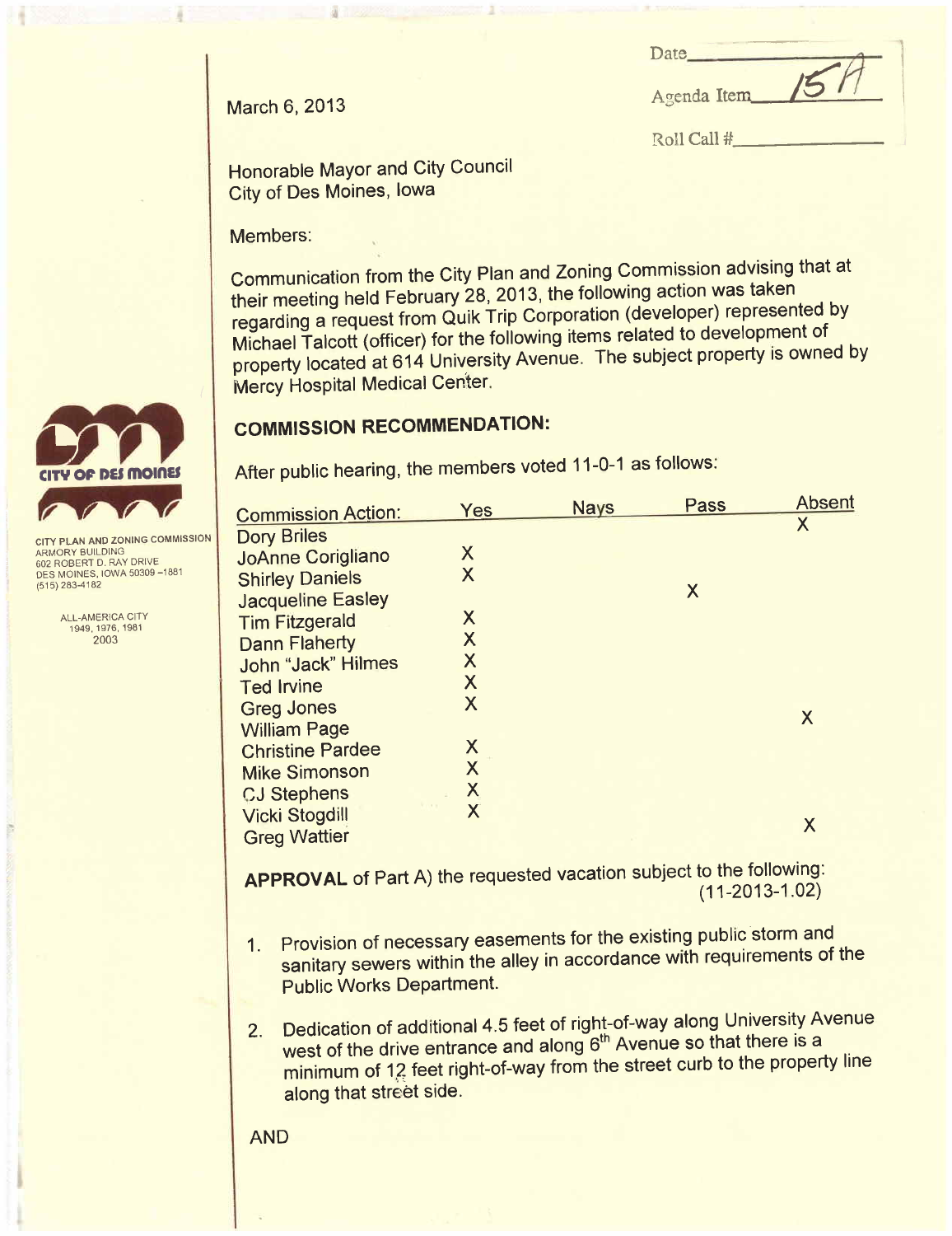| Date | |
|---|---|
| Agenda Item | 15A |
| Roll Call # | |

March 6, 2013

Honorable Mayor and City Council
City of Des Moines, Iowa

Members:

Communication from the City Plan and Zoning Commission advising that at their meeting held February 28, 2013, the following action was taken regarding a request from Quik Trip Corporation (developer) represented by Michael Talcott (officer) for the following items related to development of property located at 614 University Avenue. The subject property is owned by Mercy Hospital Medical Center.

CITY OF DES MOINES

CITY PLAN AND ZONING COMMISSION
ARMORY BUILDING
602 ROBERT D. RAY DRIVE
DES MOINES, IOWA 50309 –1881
(515) 283-4182

ALL-AMERICA CITY
1949, 1976, 1981
2003

## COMMISSION RECOMMENDATION:

After public hearing, the members voted 11-0-1 as follows:

| Commission Action: | Yes | Nays | Pass | Absent |
|---|---|---|---|---|
| Dory Briles | | | | X |
| JoAnne Corigliano | X | | | |
| Shirley Daniels | X | | | |
| Jacqueline Easley | | | X | |
| Tim Fitzgerald | X | | | |
| Dann Flaherty | X | | | |
| John "Jack" Hilmes | X | | | |
| Ted Irvine | X | | | |
| Greg Jones | X | | | |
| William Page | | | | X |
| Christine Pardee | X | | | |
| Mike Simonson | X | | | |
| CJ Stephens | X | | | |
| Vicki Stogdill | X | | | |
| Greg Wattier | | | | X |

**APPROVAL** of Part A) the requested vacation subject to the following: (11-2013-1.02)

1. Provision of necessary easements for the existing public storm and sanitary sewers within the alley in accordance with requirements of the Public Works Department.

2. Dedication of additional 4.5 feet of right-of-way along University Avenue west of the drive entrance and along 6th Avenue so that there is a minimum of 12 feet right-of-way from the street curb to the property line along that street side.

AND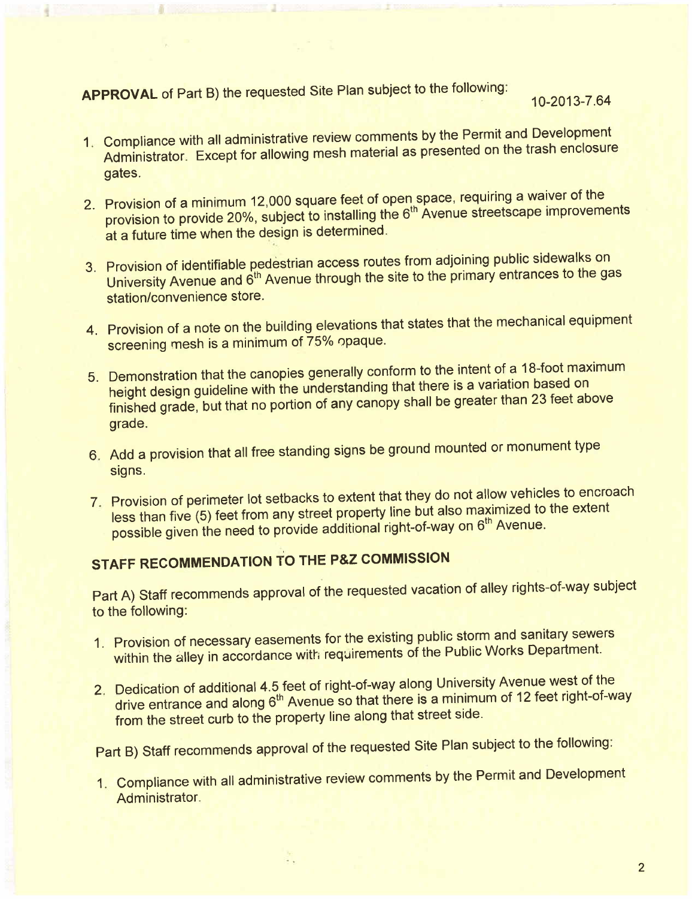**APPROVAL** of Part B) the requested Site Plan subject to the following:

10-2013-7.64

1. Compliance with all administrative review comments by the Permit and Development Administrator. Except for allowing mesh material as presented on the trash enclosure gates.
2. Provision of a minimum 12,000 square feet of open space, requiring a waiver of the provision to provide 20%, subject to installing the 6th Avenue streetscape improvements at a future time when the design is determined.
3. Provision of identifiable pedestrian access routes from adjoining public sidewalks on University Avenue and 6th Avenue through the site to the primary entrances to the gas station/convenience store.
4. Provision of a note on the building elevations that states that the mechanical equipment screening mesh is a minimum of 75% opaque.
5. Demonstration that the canopies generally conform to the intent of a 18-foot maximum height design guideline with the understanding that there is a variation based on finished grade, but that no portion of any canopy shall be greater than 23 feet above grade.
6. Add a provision that all free standing signs be ground mounted or monument type signs.
7. Provision of perimeter lot setbacks to extent that they do not allow vehicles to encroach less than five (5) feet from any street property line but also maximized to the extent possible given the need to provide additional right-of-way on 6th Avenue.

## STAFF RECOMMENDATION TO THE P&Z COMMISSION

Part A) Staff recommends approval of the requested vacation of alley rights-of-way subject to the following:

1. Provision of necessary easements for the existing public storm and sanitary sewers within the alley in accordance with requirements of the Public Works Department.
2. Dedication of additional 4.5 feet of right-of-way along University Avenue west of the drive entrance and along 6th Avenue so that there is a minimum of 12 feet right-of-way from the street curb to the property line along that street side.

Part B) Staff recommends approval of the requested Site Plan subject to the following:

1. Compliance with all administrative review comments by the Permit and Development Administrator.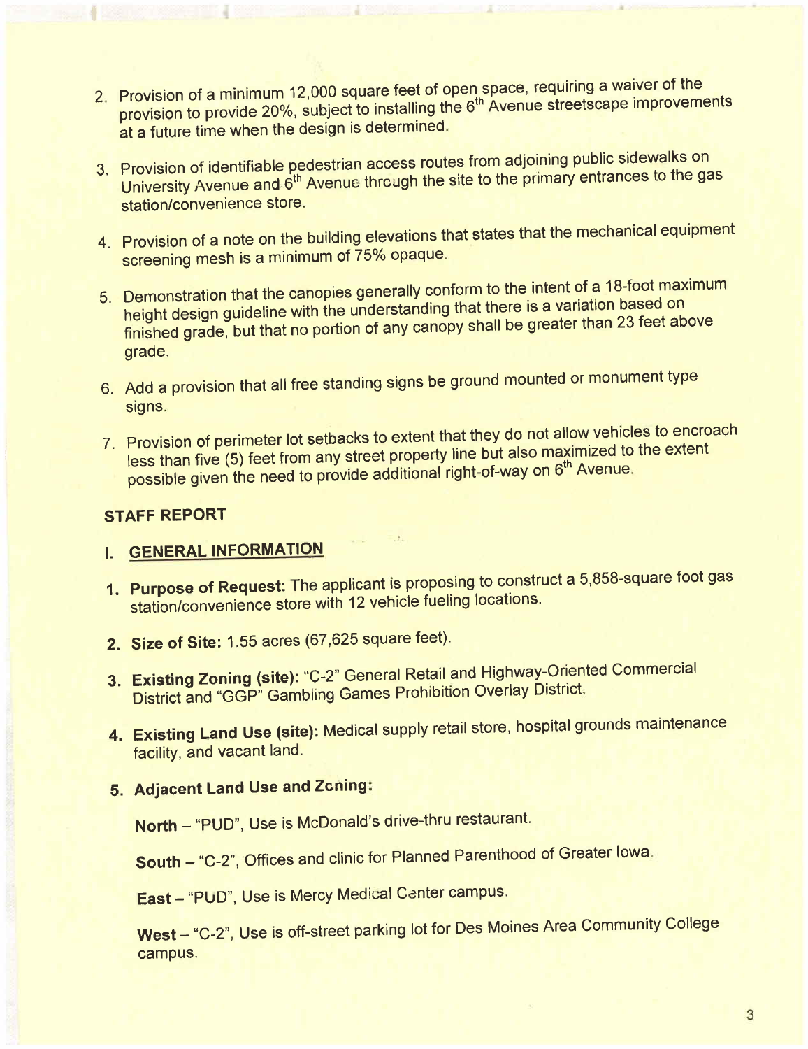2. Provision of a minimum 12,000 square feet of open space, requiring a waiver of the provision to provide 20%, subject to installing the 6th Avenue streetscape improvements at a future time when the design is determined.

3. Provision of identifiable pedestrian access routes from adjoining public sidewalks on University Avenue and 6th Avenue through the site to the primary entrances to the gas station/convenience store.

4. Provision of a note on the building elevations that states that the mechanical equipment screening mesh is a minimum of 75% opaque.

5. Demonstration that the canopies generally conform to the intent of a 18-foot maximum height design guideline with the understanding that there is a variation based on finished grade, but that no portion of any canopy shall be greater than 23 feet above grade.

6. Add a provision that all free standing signs be ground mounted or monument type signs.

7. Provision of perimeter lot setbacks to extent that they do not allow vehicles to encroach less than five (5) feet from any street property line but also maximized to the extent possible given the need to provide additional right-of-way on 6th Avenue.

## STAFF REPORT

### I. GENERAL INFORMATION

1. **Purpose of Request:** The applicant is proposing to construct a 5,858-square foot gas station/convenience store with 12 vehicle fueling locations.

2. **Size of Site:** 1.55 acres (67,625 square feet).

3. **Existing Zoning (site):** "C-2" General Retail and Highway-Oriented Commercial District and "GGP" Gambling Games Prohibition Overlay District.

4. **Existing Land Use (site):** Medical supply retail store, hospital grounds maintenance facility, and vacant land.

5. **Adjacent Land Use and Zoning:**

   **North** – "PUD", Use is McDonald's drive-thru restaurant.

   **South** – "C-2", Offices and clinic for Planned Parenthood of Greater Iowa.

   **East** – "PUD", Use is Mercy Medical Center campus.

   **West** – "C-2", Use is off-street parking lot for Des Moines Area Community College campus.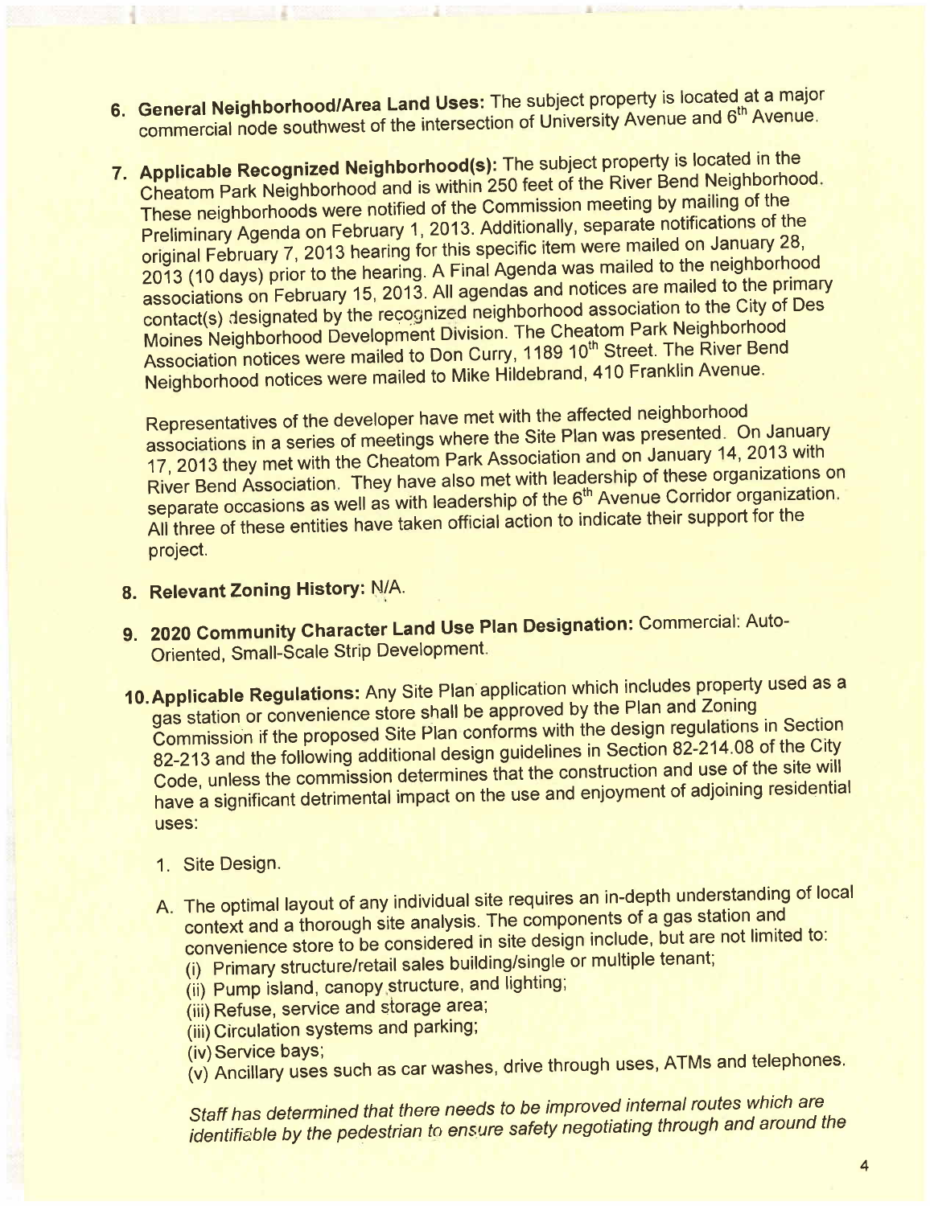6. **General Neighborhood/Area Land Uses:** The subject property is located at a major commercial node southwest of the intersection of University Avenue and 6th Avenue.

7. **Applicable Recognized Neighborhood(s):** The subject property is located in the Cheatom Park Neighborhood and is within 250 feet of the River Bend Neighborhood. These neighborhoods were notified of the Commission meeting by mailing of the Preliminary Agenda on February 1, 2013. Additionally, separate notifications of the original February 7, 2013 hearing for this specific item were mailed on January 28, 2013 (10 days) prior to the hearing. A Final Agenda was mailed to the neighborhood associations on February 15, 2013. All agendas and notices are mailed to the primary contact(s) designated by the recognized neighborhood association to the City of Des Moines Neighborhood Development Division. The Cheatom Park Neighborhood Association notices were mailed to Don Curry, 1189 10th Street. The River Bend Neighborhood notices were mailed to Mike Hildebrand, 410 Franklin Avenue.

   Representatives of the developer have met with the affected neighborhood associations in a series of meetings where the Site Plan was presented. On January 17, 2013 they met with the Cheatom Park Association and on January 14, 2013 with River Bend Association. They have also met with leadership of these organizations on separate occasions as well as with leadership of the 6th Avenue Corridor organization. All three of these entities have taken official action to indicate their support for the project.

8. **Relevant Zoning History:** N/A.

9. **2020 Community Character Land Use Plan Designation:** Commercial: Auto-Oriented, Small-Scale Strip Development.

10. **Applicable Regulations:** Any Site Plan application which includes property used as a gas station or convenience store shall be approved by the Plan and Zoning Commission if the proposed Site Plan conforms with the design regulations in Section 82-213 and the following additional design guidelines in Section 82-214.08 of the City Code, unless the commission determines that the construction and use of the site will have a significant detrimental impact on the use and enjoyment of adjoining residential uses:

    1. Site Design.

    A. The optimal layout of any individual site requires an in-depth understanding of local context and a thorough site analysis. The components of a gas station and convenience store to be considered in site design include, but are not limited to:
       (i) Primary structure/retail sales building/single or multiple tenant;
       (ii) Pump island, canopy structure, and lighting;
       (iii) Refuse, service and storage area;
       (iii) Circulation systems and parking;
       (iv) Service bays;
       (v) Ancillary uses such as car washes, drive through uses, ATMs and telephones.

    *Staff has determined that there needs to be improved internal routes which are identifiable by the pedestrian to ensure safety negotiating through and around the*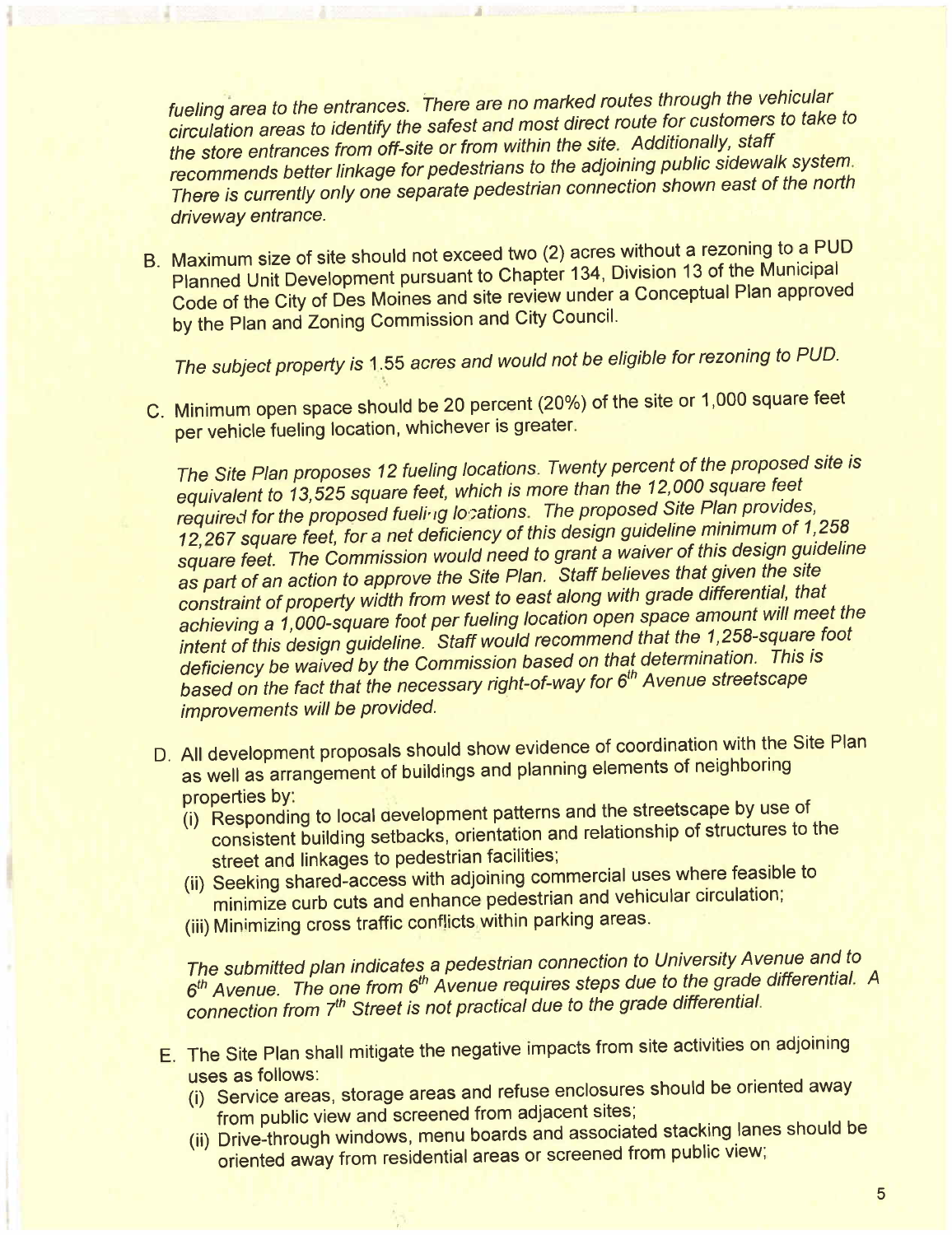*fueling area to the entrances. There are no marked routes through the vehicular circulation areas to identify the safest and most direct route for customers to take to the store entrances from off-site or from within the site. Additionally, staff recommends better linkage for pedestrians to the adjoining public sidewalk system. There is currently only one separate pedestrian connection shown east of the north driveway entrance.*

B. Maximum size of site should not exceed two (2) acres without a rezoning to a PUD Planned Unit Development pursuant to Chapter 134, Division 13 of the Municipal Code of the City of Des Moines and site review under a Conceptual Plan approved by the Plan and Zoning Commission and City Council.

   *The subject property is 1.55 acres and would not be eligible for rezoning to PUD.*

C. Minimum open space should be 20 percent (20%) of the site or 1,000 square feet per vehicle fueling location, whichever is greater.

   *The Site Plan proposes 12 fueling locations. Twenty percent of the proposed site is equivalent to 13,525 square feet, which is more than the 12,000 square feet required for the proposed fueling locations. The proposed Site Plan provides, 12,267 square feet, for a net deficiency of this design guideline minimum of 1,258 square feet. The Commission would need to grant a waiver of this design guideline as part of an action to approve the Site Plan. Staff believes that given the site constraint of property width from west to east along with grade differential, that achieving a 1,000-square foot per fueling location open space amount will meet the intent of this design guideline. Staff would recommend that the 1,258-square foot deficiency be waived by the Commission based on that determination. This is based on the fact that the necessary right-of-way for 6th Avenue streetscape improvements will be provided.*

D. All development proposals should show evidence of coordination with the Site Plan as well as arrangement of buildings and planning elements of neighboring properties by:
   (i) Responding to local development patterns and the streetscape by use of consistent building setbacks, orientation and relationship of structures to the street and linkages to pedestrian facilities;
   (ii) Seeking shared-access with adjoining commercial uses where feasible to minimize curb cuts and enhance pedestrian and vehicular circulation;
   (iii) Minimizing cross traffic conflicts within parking areas.

   *The submitted plan indicates a pedestrian connection to University Avenue and to 6th Avenue. The one from 6th Avenue requires steps due to the grade differential. A connection from 7th Street is not practical due to the grade differential.*

E. The Site Plan shall mitigate the negative impacts from site activities on adjoining uses as follows:
   (i) Service areas, storage areas and refuse enclosures should be oriented away from public view and screened from adjacent sites;
   (ii) Drive-through windows, menu boards and associated stacking lanes should be oriented away from residential areas or screened from public view;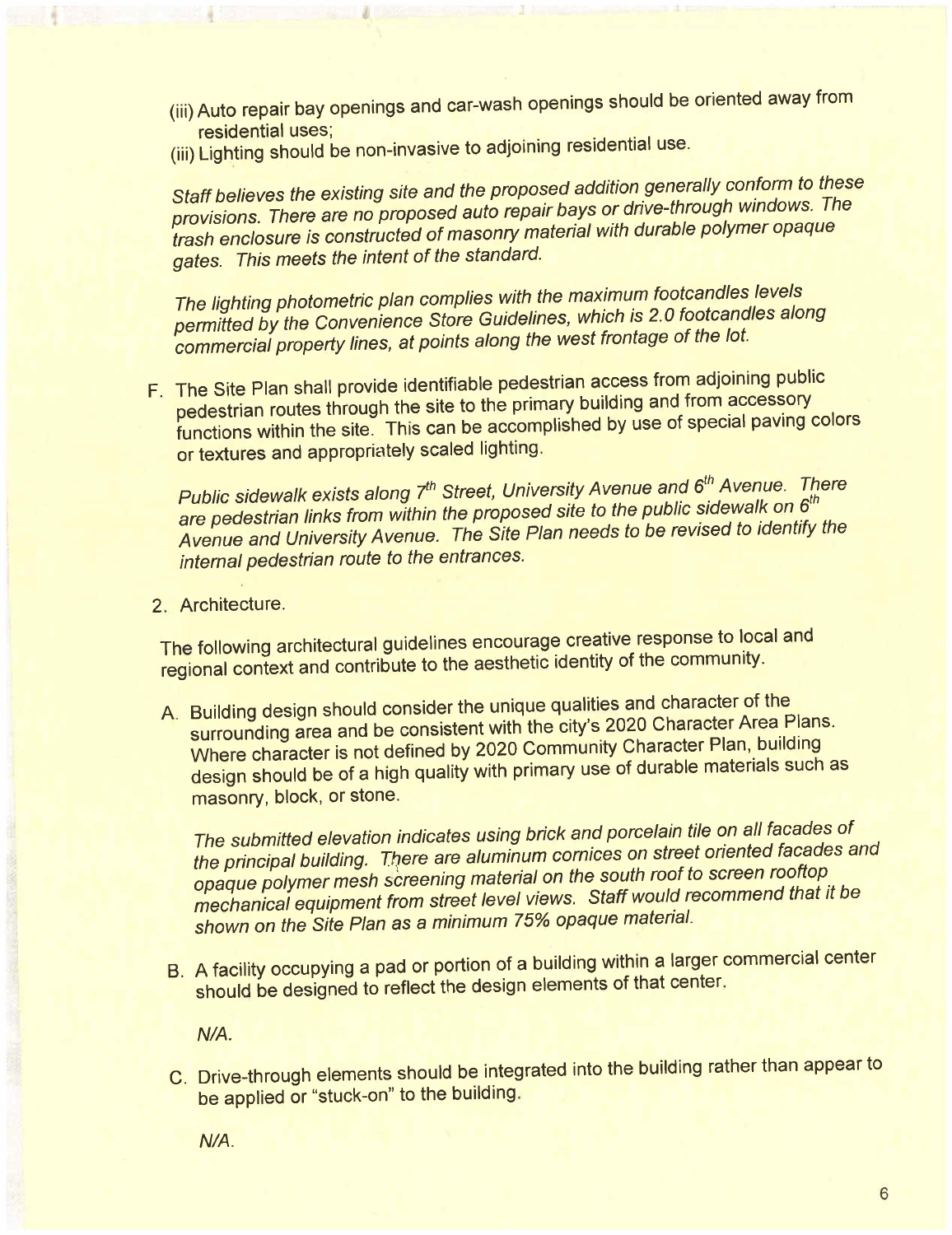(iii) Auto repair bay openings and car-wash openings should be oriented away from residential uses;

(iii) Lighting should be non-invasive to adjoining residential use.

*Staff believes the existing site and the proposed addition generally conform to these provisions. There are no proposed auto repair bays or drive-through windows. The trash enclosure is constructed of masonry material with durable polymer opaque gates. This meets the intent of the standard.*

*The lighting photometric plan complies with the maximum footcandles levels permitted by the Convenience Store Guidelines, which is 2.0 footcandles along commercial property lines, at points along the west frontage of the lot.*

F. The Site Plan shall provide identifiable pedestrian access from adjoining public pedestrian routes through the site to the primary building and from accessory functions within the site. This can be accomplished by use of special paving colors or textures and appropriately scaled lighting.

*Public sidewalk exists along 7th Street, University Avenue and 6th Avenue. There are pedestrian links from within the proposed site to the public sidewalk on 6th Avenue and University Avenue. The Site Plan needs to be revised to identify the internal pedestrian route to the entrances.*

2. Architecture.

The following architectural guidelines encourage creative response to local and regional context and contribute to the aesthetic identity of the community.

A. Building design should consider the unique qualities and character of the surrounding area and be consistent with the city's 2020 Character Area Plans. Where character is not defined by 2020 Community Character Plan, building design should be of a high quality with primary use of durable materials such as masonry, block, or stone.

*The submitted elevation indicates using brick and porcelain tile on all facades of the principal building. There are aluminum cornices on street oriented facades and opaque polymer mesh screening material on the south roof to screen rooftop mechanical equipment from street level views. Staff would recommend that it be shown on the Site Plan as a minimum 75% opaque material.*

B. A facility occupying a pad or portion of a building within a larger commercial center should be designed to reflect the design elements of that center.

*N/A.*

C. Drive-through elements should be integrated into the building rather than appear to be applied or "stuck-on" to the building.

*N/A.*